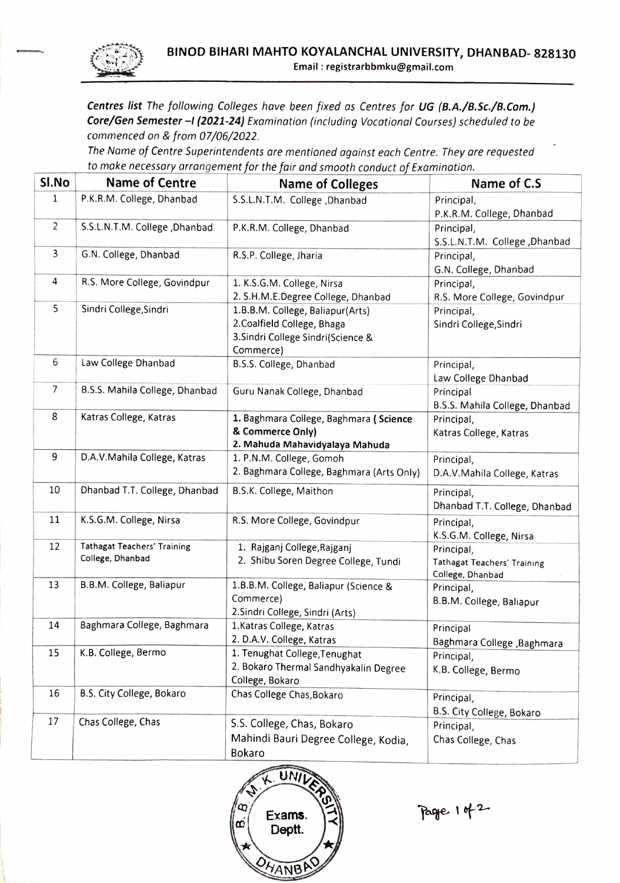# BINOD BIHARI MAHTO KOYALANCHAL UNIVERSITY, DHANBAD- 828130

Email : registrarbbmku@gmail.com

***Centres list** The following Colleges have been fixed as Centres for **UG (B.A./B.Sc./B.Com.) Core/Gen Semester –I (2021-24)** Examination (including Vocational Courses) scheduled to be commenced on & from 07/06/2022.*

*The Name of Centre Superintendents are mentioned against each Centre. They are requested to make necessary arrangement for the fair and smooth conduct of Examination.*

| Sl.No | Name of Centre | Name of Colleges | Name of C.S |
|---|---|---|---|
| 1 | P.K.R.M. College, Dhanbad | S.S.L.N.T.M. College ,Dhanbad | Principal, P.K.R.M. College, Dhanbad |
| 2 | S.S.L.N.T.M. College ,Dhanbad | P.K.R.M. College, Dhanbad | Principal, S.S.L.N.T.M. College ,Dhanbad |
| 3 | G.N. College, Dhanbad | R.S.P. College, Jharia | Principal, G.N. College, Dhanbad |
| 4 | R.S. More College, Govindpur | 1. K.S.G.M. College, Nirsa<br>2. S.H.M.E.Degree College, Dhanbad | Principal, R.S. More College, Govindpur |
| 5 | Sindri College,Sindri | 1.B.B.M. College, Baliapur(Arts)<br>2.Coalfield College, Bhaga<br>3.Sindri College Sindri(Science & Commerce) | Principal, Sindri College,Sindri |
| 6 | Law College Dhanbad | B.S.S. College, Dhanbad | Principal, Law College Dhanbad |
| 7 | B.S.S. Mahila College, Dhanbad | Guru Nanak College, Dhanbad | Principal B.S.S. Mahila College, Dhanbad |
| 8 | Katras College, Katras | **1.** Baghmara College, Baghmara **( Science & Commerce Only)**<br>**2. Mahuda Mahavidyalaya Mahuda** | Principal, Katras College, Katras |
| 9 | D.A.V.Mahila College, Katras | 1. P.N.M. College, Gomoh<br>2. Baghmara College, Baghmara (Arts Only) | Principal, D.A.V.Mahila College, Katras |
| 10 | Dhanbad T.T. College, Dhanbad | B.S.K. College, Maithon | Principal, Dhanbad T.T. College, Dhanbad |
| 11 | K.S.G.M. College, Nirsa | R.S. More College, Govindpur | Principal, K.S.G.M. College, Nirsa |
| 12 | Tathagat Teachers' Training College, Dhanbad | 1. Rajganj College,Rajganj<br>2. Shibu Soren Degree College, Tundi | Principal, Tathagat Teachers' Training College, Dhanbad |
| 13 | B.B.M. College, Baliapur | 1.B.B.M. College, Baliapur (Science & Commerce)<br>2.Sindri College, Sindri (Arts) | Principal, B.B.M. College, Baliapur |
| 14 | Baghmara College, Baghmara | 1.Katras College, Katras<br>2. D.A.V. College, Katras | Principal Baghmara College ,Baghmara |
| 15 | K.B. College, Bermo | 1. Tenughat College,Tenughat<br>2. Bokaro Thermal Sandhyakalin Degree College, Bokaro | Principal, K.B. College, Bermo |
| 16 | B.S. City College, Bokaro | Chas College Chas,Bokaro | Principal, B.S. City College, Bokaro |
| 17 | Chas College, Chas | S.S. College, Chas, Bokaro<br>Mahindi Bauri Degree College, Kodia, Bokaro | Principal, Chas College, Chas |

B.B.M.K. UNIVERSITY Exams. Deptt. DHANBAD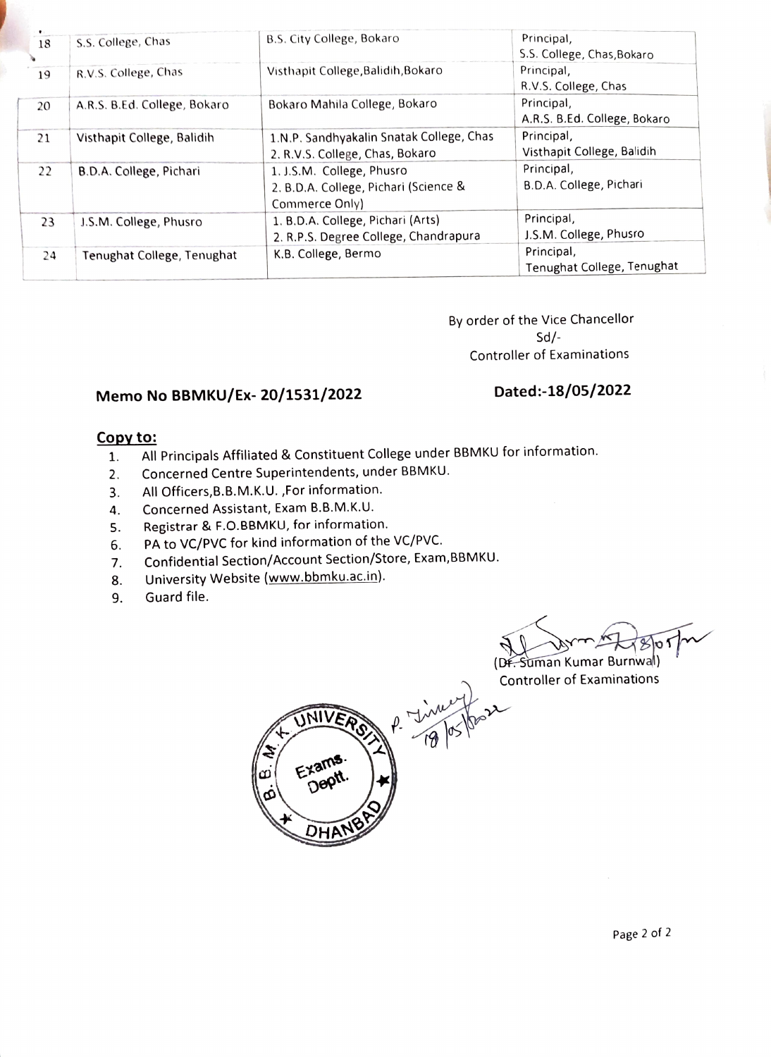| | | | |
|---|---|---|---|
| 18 | S.S. College, Chas | B.S. City College, Bokaro | Principal,<br>S.S. College, Chas,Bokaro |
| 19 | R.V.S. College, Chas | Visthapit College,Balidih,Bokaro | Principal,<br>R.V.S. College, Chas |
| 20 | A.R.S. B.Ed. College, Bokaro | Bokaro Mahila College, Bokaro | Principal,<br>A.R.S. B.Ed. College, Bokaro |
| 21 | Visthapit College, Balidih | 1.N.P. Sandhyakalin Snatak College, Chas<br>2. R.V.S. College, Chas, Bokaro | Principal,<br>Visthapit College, Balidih |
| 22 | B.D.A. College, Pichari | 1. J.S.M. College, Phusro<br>2. B.D.A. College, Pichari (Science & Commerce Only) | Principal,<br>B.D.A. College, Pichari |
| 23 | J.S.M. College, Phusro | 1. B.D.A. College, Pichari (Arts)<br>2. R.P.S. Degree College, Chandrapura | Principal,<br>J.S.M. College, Phusro |
| 24 | Tenughat College, Tenughat | K.B. College, Bermo | Principal,<br>Tenughat College, Tenughat |

By order of the Vice Chancellor
Sd/-
Controller of Examinations

**Memo No BBMKU/Ex- 20/1531/2022** **Dated:-18/05/2022**

**Copy to:**

1. All Principals Affiliated & Constituent College under BBMKU for information.
2. Concerned Centre Superintendents, under BBMKU.
3. All Officers,B.B.M.K.U. ,For information.
4. Concerned Assistant, Exam B.B.M.K.U.
5. Registrar & F.O.BBMKU, for information.
6. PA to VC/PVC for kind information of the VC/PVC.
7. Confidential Section/Account Section/Store, Exam,BBMKU.
8. University Website (www.bbmku.ac.in).
9. Guard file.

(Dr. Suman Kumar Burnwal)
Controller of Examinations